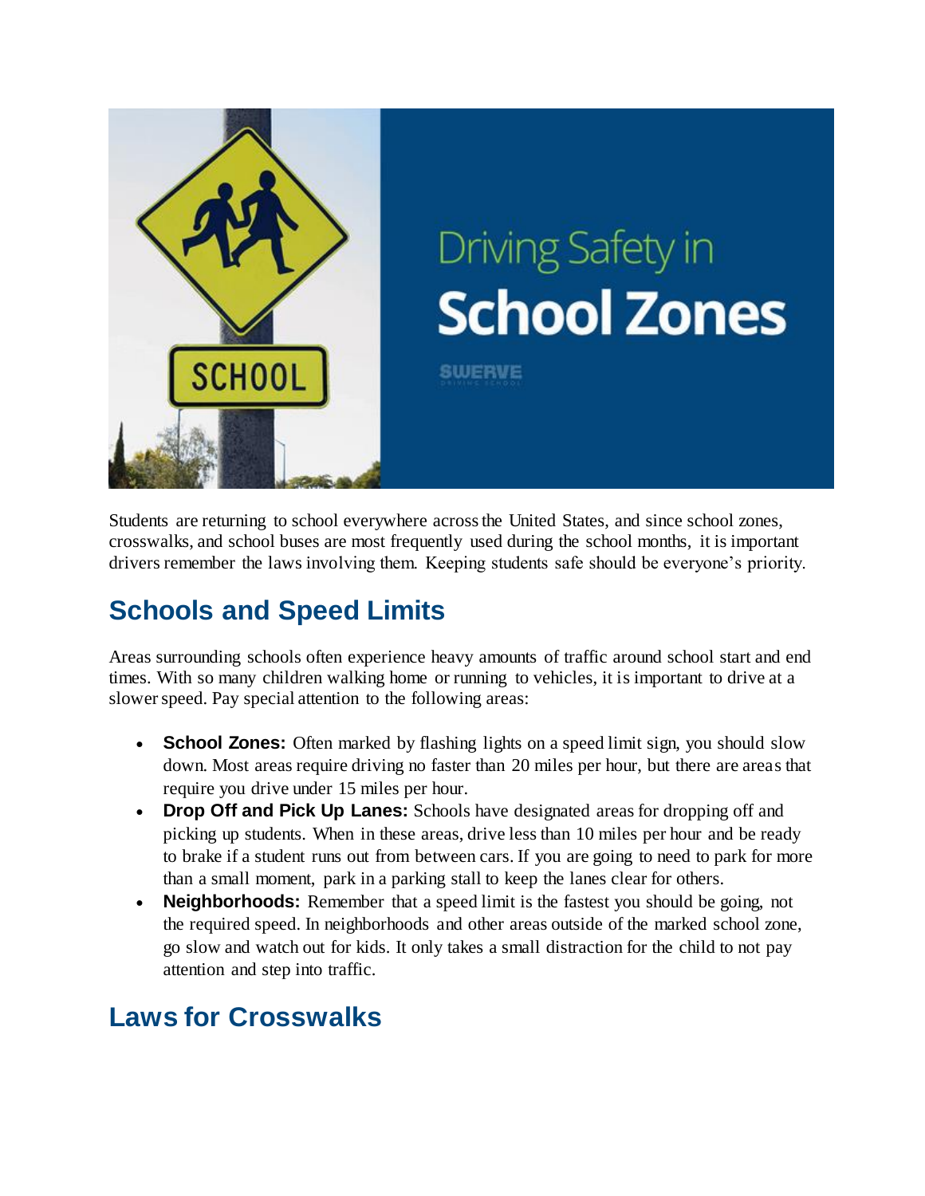# Driving Safety in School Zones

Students are returning to school everywhere across the United States, and since school zones, crosswalks, and school buses are most frequently used during the school months, it is important drivers remember the laws involving them. Keeping students safe should be everyone's priority.

## Schools and Speed Limits

Areas surrounding schools often experience heavy amounts of traffic around school start and end times. With so many children walking home or running to vehicles, it is important to drive at a slower speed. Pay special attention to the following areas:

- **School Zones:** Often marked by flashing lights on a speed limit sign, you should slow down. Most areas require driving no faster than 20 miles per hour, but there are areas that require you drive under 15 miles per hour.
- **Drop Off and Pick Up Lanes:** Schools have designated areas for dropping off and picking up students. When in these areas, drive less than 10 miles per hour and be ready to brake if a student runs out from between cars. If you are going to need to park for more than a small moment, park in a parking stall to keep the lanes clear for others.
- **Neighborhoods:** Remember that a speed limit is the fastest you should be going, not the required speed. In neighborhoods and other areas outside of the marked school zone, go slow and watch out for kids. It only takes a small distraction for the child to not pay attention and step into traffic.

## Laws for Crosswalks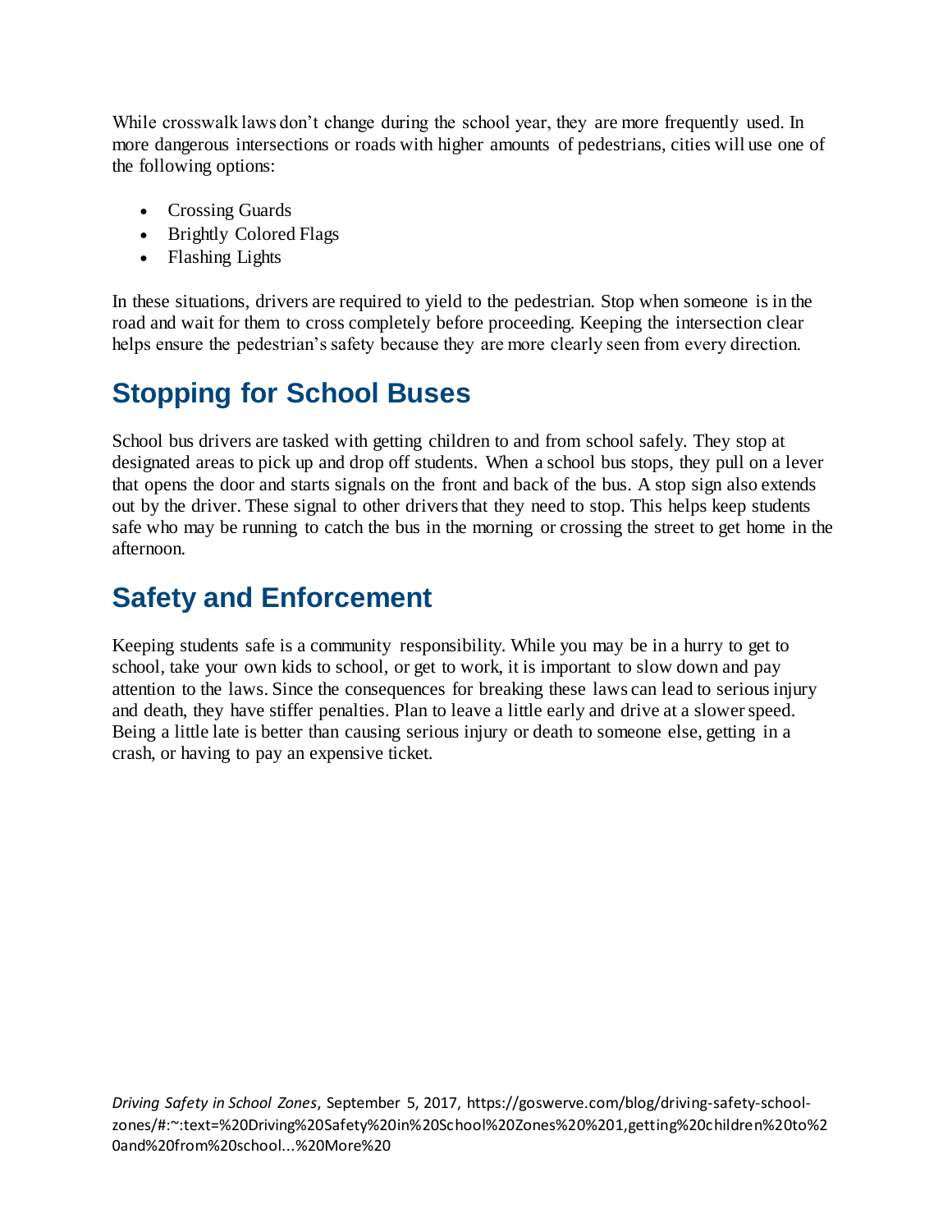While crosswalk laws don't change during the school year, they are more frequently used. In more dangerous intersections or roads with higher amounts of pedestrians, cities will use one of the following options:

- Crossing Guards
- Brightly Colored Flags
- Flashing Lights

In these situations, drivers are required to yield to the pedestrian. Stop when someone is in the road and wait for them to cross completely before proceeding. Keeping the intersection clear helps ensure the pedestrian's safety because they are more clearly seen from every direction.

## Stopping for School Buses

School bus drivers are tasked with getting children to and from school safely. They stop at designated areas to pick up and drop off students. When a school bus stops, they pull on a lever that opens the door and starts signals on the front and back of the bus. A stop sign also extends out by the driver. These signal to other drivers that they need to stop. This helps keep students safe who may be running to catch the bus in the morning or crossing the street to get home in the afternoon.

## Safety and Enforcement

Keeping students safe is a community responsibility. While you may be in a hurry to get to school, take your own kids to school, or get to work, it is important to slow down and pay attention to the laws. Since the consequences for breaking these laws can lead to serious injury and death, they have stiffer penalties. Plan to leave a little early and drive at a slower speed. Being a little late is better than causing serious injury or death to someone else, getting in a crash, or having to pay an expensive ticket.

*Driving Safety in School Zones*, September 5, 2017, https://goswerve.com/blog/driving-safety-school-zones/#:~:text=%20Driving%20Safety%20in%20School%20Zones%20%201,getting%20children%20to%20and%20from%20school...%20More%20